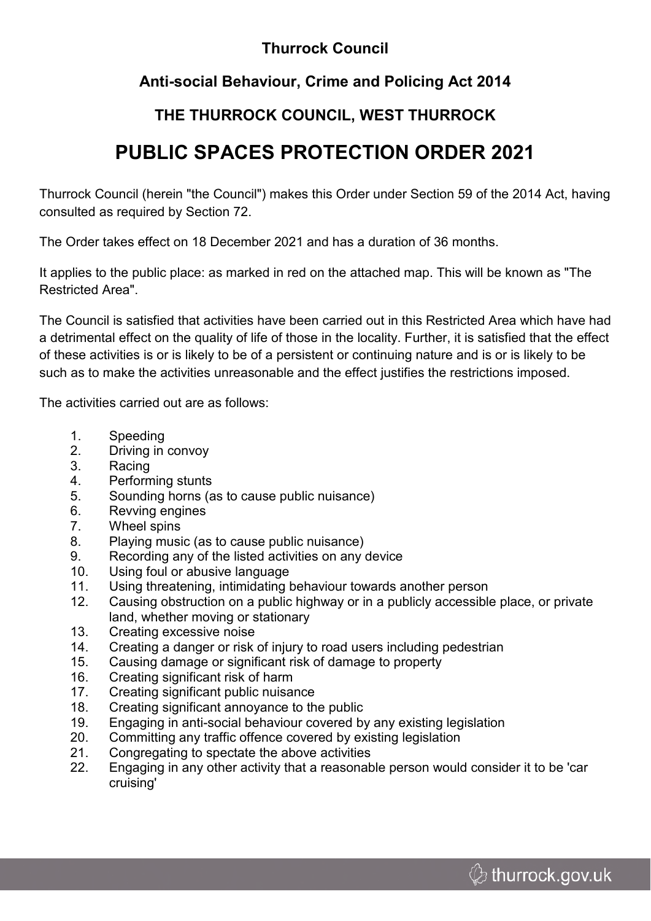**Thurrock Council**

**Anti-social Behaviour, Crime and Policing Act 2014**

**THE THURROCK COUNCIL, WEST THURROCK**

# PUBLIC SPACES PROTECTION ORDER 2021

Thurrock Council (herein "the Council") makes this Order under Section 59 of the 2014 Act, having consulted as required by Section 72.

The Order takes effect on 18 December 2021 and has a duration of 36 months.

It applies to the public place: as marked in red on the attached map. This will be known as "The Restricted Area".

The Council is satisfied that activities have been carried out in this Restricted Area which have had a detrimental effect on the quality of life of those in the locality. Further, it is satisfied that the effect of these activities is or is likely to be of a persistent or continuing nature and is or is likely to be such as to make the activities unreasonable and the effect justifies the restrictions imposed.

The activities carried out are as follows:

1. Speeding
2. Driving in convoy
3. Racing
4. Performing stunts
5. Sounding horns (as to cause public nuisance)
6. Revving engines
7. Wheel spins
8. Playing music (as to cause public nuisance)
9. Recording any of the listed activities on any device
10. Using foul or abusive language
11. Using threatening, intimidating behaviour towards another person
12. Causing obstruction on a public highway or in a publicly accessible place, or private land, whether moving or stationary
13. Creating excessive noise
14. Creating a danger or risk of injury to road users including pedestrian
15. Causing damage or significant risk of damage to property
16. Creating significant risk of harm
17. Creating significant public nuisance
18. Creating significant annoyance to the public
19. Engaging in anti-social behaviour covered by any existing legislation
20. Committing any traffic offence covered by existing legislation
21. Congregating to spectate the above activities
22. Engaging in any other activity that a reasonable person would consider it to be 'car cruising'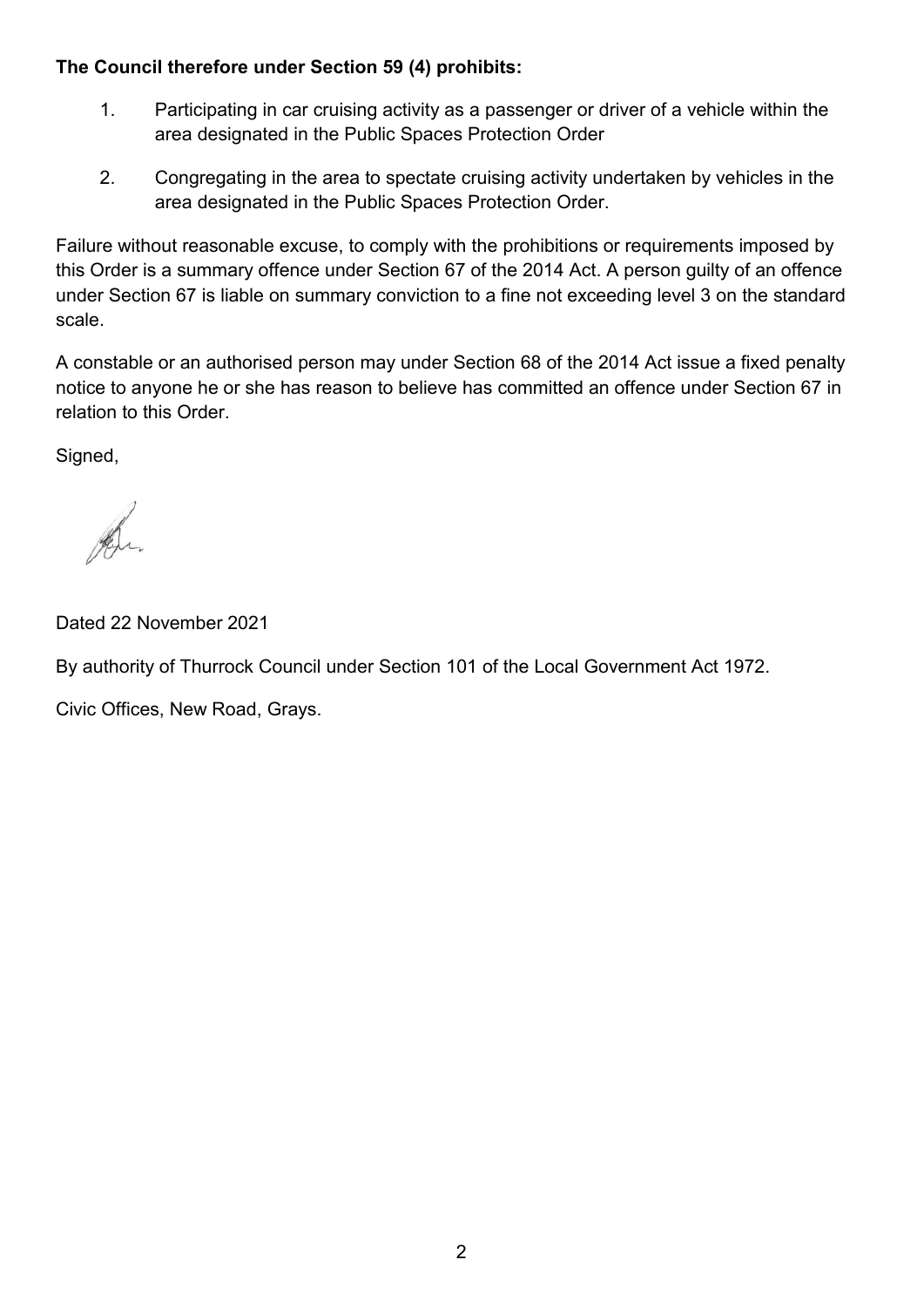**The Council therefore under Section 59 (4) prohibits:**

1. Participating in car cruising activity as a passenger or driver of a vehicle within the area designated in the Public Spaces Protection Order
2. Congregating in the area to spectate cruising activity undertaken by vehicles in the area designated in the Public Spaces Protection Order.

Failure without reasonable excuse, to comply with the prohibitions or requirements imposed by this Order is a summary offence under Section 67 of the 2014 Act. A person guilty of an offence under Section 67 is liable on summary conviction to a fine not exceeding level 3 on the standard scale.

A constable or an authorised person may under Section 68 of the 2014 Act issue a fixed penalty notice to anyone he or she has reason to believe has committed an offence under Section 67 in relation to this Order.

Signed,

Dated 22 November 2021

By authority of Thurrock Council under Section 101 of the Local Government Act 1972.

Civic Offices, New Road, Grays.